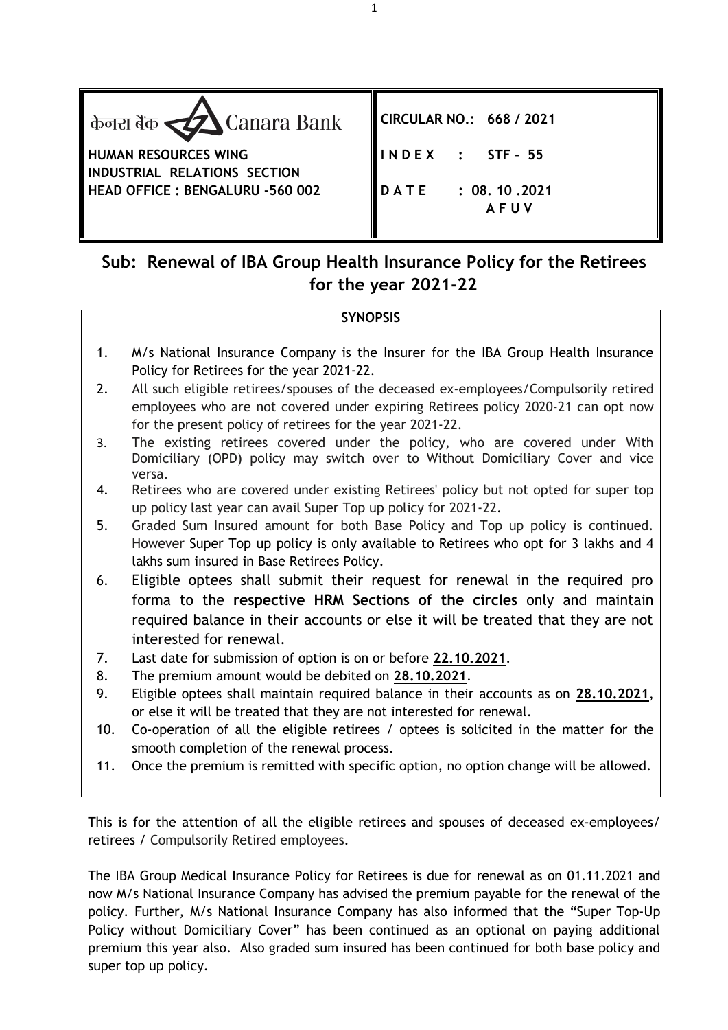| केनरा बैंक Canara Bank<br>**HUMAN RESOURCES WING**<br>**INDUSTRIAL RELATIONS SECTION**<br>**HEAD OFFICE : BENGALURU -560 002** | **CIRCULAR NO.: 668 / 2021**<br>**I N D E X : STF - 55**<br>**D A T E : 08. 10 .2021**<br>**A F U V** |
|---|---|

## Sub: Renewal of IBA Group Health Insurance Policy for the Retirees for the year 2021-22

**SYNOPSIS**

1. M/s National Insurance Company is the Insurer for the IBA Group Health Insurance Policy for Retirees for the year 2021-22.
2. All such eligible retirees/spouses of the deceased ex-employees/Compulsorily retired employees who are not covered under expiring Retirees policy 2020-21 can opt now for the present policy of retirees for the year 2021-22.
3. The existing retirees covered under the policy, who are covered under With Domiciliary (OPD) policy may switch over to Without Domiciliary Cover and vice versa.
4. Retirees who are covered under existing Retirees' policy but not opted for super top up policy last year can avail Super Top up policy for 2021-22.
5. Graded Sum Insured amount for both Base Policy and Top up policy is continued. However Super Top up policy is only available to Retirees who opt for 3 lakhs and 4 lakhs sum insured in Base Retirees Policy.
6. Eligible optees shall submit their request for renewal in the required pro forma to the **respective HRM Sections of the circles** only and maintain required balance in their accounts or else it will be treated that they are not interested for renewal.
7. Last date for submission of option is on or before **22.10.2021**.
8. The premium amount would be debited on **28.10.2021**.
9. Eligible optees shall maintain required balance in their accounts as on **28.10.2021**, or else it will be treated that they are not interested for renewal.
10. Co-operation of all the eligible retirees / optees is solicited in the matter for the smooth completion of the renewal process.
11. Once the premium is remitted with specific option, no option change will be allowed.

This is for the attention of all the eligible retirees and spouses of deceased ex-employees/ retirees / Compulsorily Retired employees.

The IBA Group Medical Insurance Policy for Retirees is due for renewal as on 01.11.2021 and now M/s National Insurance Company has advised the premium payable for the renewal of the policy. Further, M/s National Insurance Company has also informed that the "Super Top-Up Policy without Domiciliary Cover" has been continued as an optional on paying additional premium this year also. Also graded sum insured has been continued for both base policy and super top up policy.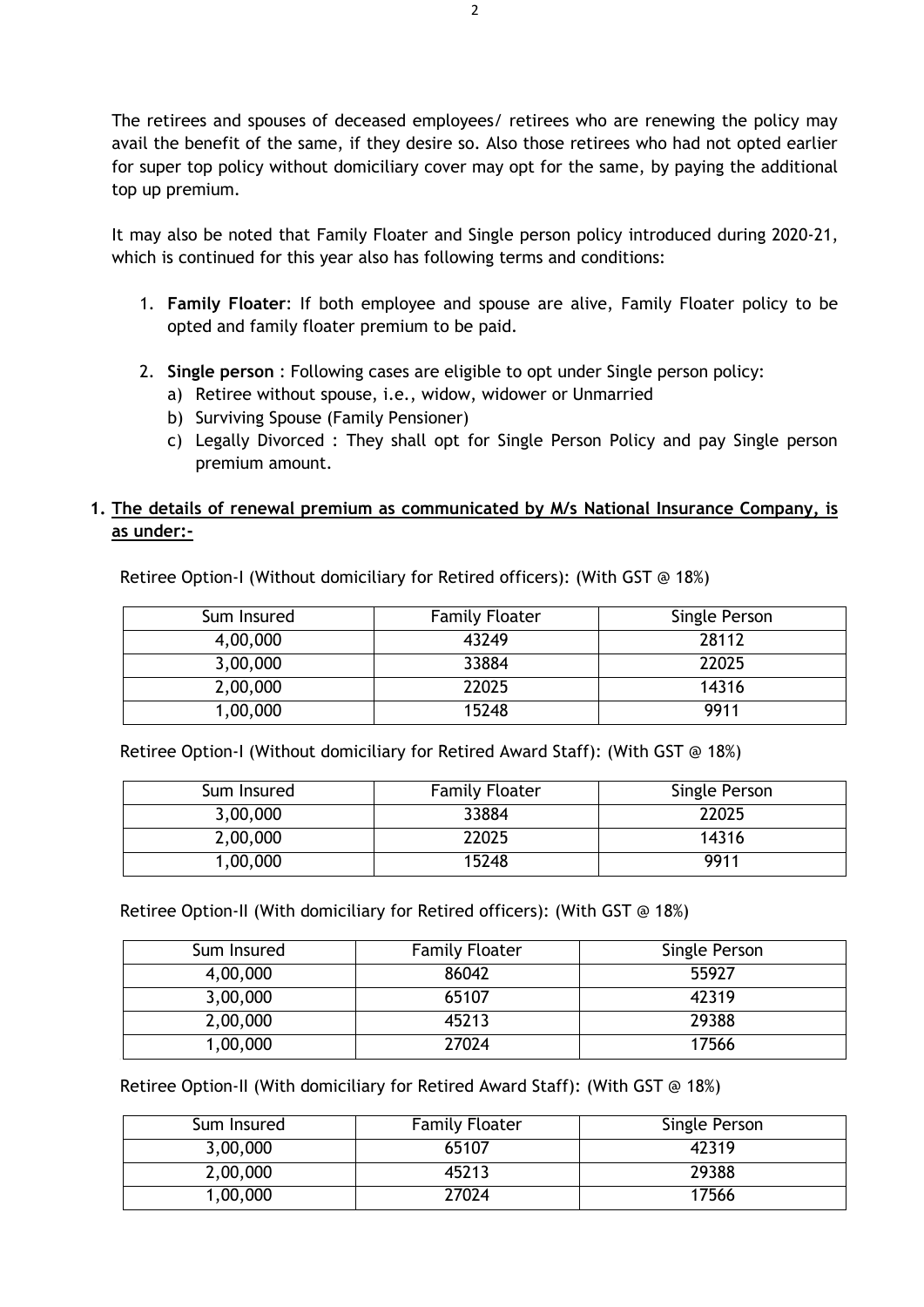The retirees and spouses of deceased employees/ retirees who are renewing the policy may avail the benefit of the same, if they desire so. Also those retirees who had not opted earlier for super top policy without domiciliary cover may opt for the same, by paying the additional top up premium.

It may also be noted that Family Floater and Single person policy introduced during 2020-21, which is continued for this year also has following terms and conditions:

1. **Family Floater**: If both employee and spouse are alive, Family Floater policy to be opted and family floater premium to be paid.

2. **Single person** : Following cases are eligible to opt under Single person policy:
   a) Retiree without spouse, i.e., widow, widower or Unmarried
   b) Surviving Spouse (Family Pensioner)
   c) Legally Divorced : They shall opt for Single Person Policy and pay Single person premium amount.

**1. <u>The details of renewal premium as communicated by M/s National Insurance Company, is as under:-</u>**

Retiree Option-I (Without domiciliary for Retired officers): (With GST @ 18%)

| Sum Insured | Family Floater | Single Person |
|---|---|---|
| 4,00,000 | 43249 | 28112 |
| 3,00,000 | 33884 | 22025 |
| 2,00,000 | 22025 | 14316 |
| 1,00,000 | 15248 | 9911 |

Retiree Option-I (Without domiciliary for Retired Award Staff): (With GST @ 18%)

| Sum Insured | Family Floater | Single Person |
|---|---|---|
| 3,00,000 | 33884 | 22025 |
| 2,00,000 | 22025 | 14316 |
| 1,00,000 | 15248 | 9911 |

Retiree Option-II (With domiciliary for Retired officers): (With GST @ 18%)

| Sum Insured | Family Floater | Single Person |
|---|---|---|
| 4,00,000 | 86042 | 55927 |
| 3,00,000 | 65107 | 42319 |
| 2,00,000 | 45213 | 29388 |
| 1,00,000 | 27024 | 17566 |

Retiree Option-II (With domiciliary for Retired Award Staff): (With GST @ 18%)

| Sum Insured | Family Floater | Single Person |
|---|---|---|
| 3,00,000 | 65107 | 42319 |
| 2,00,000 | 45213 | 29388 |
| 1,00,000 | 27024 | 17566 |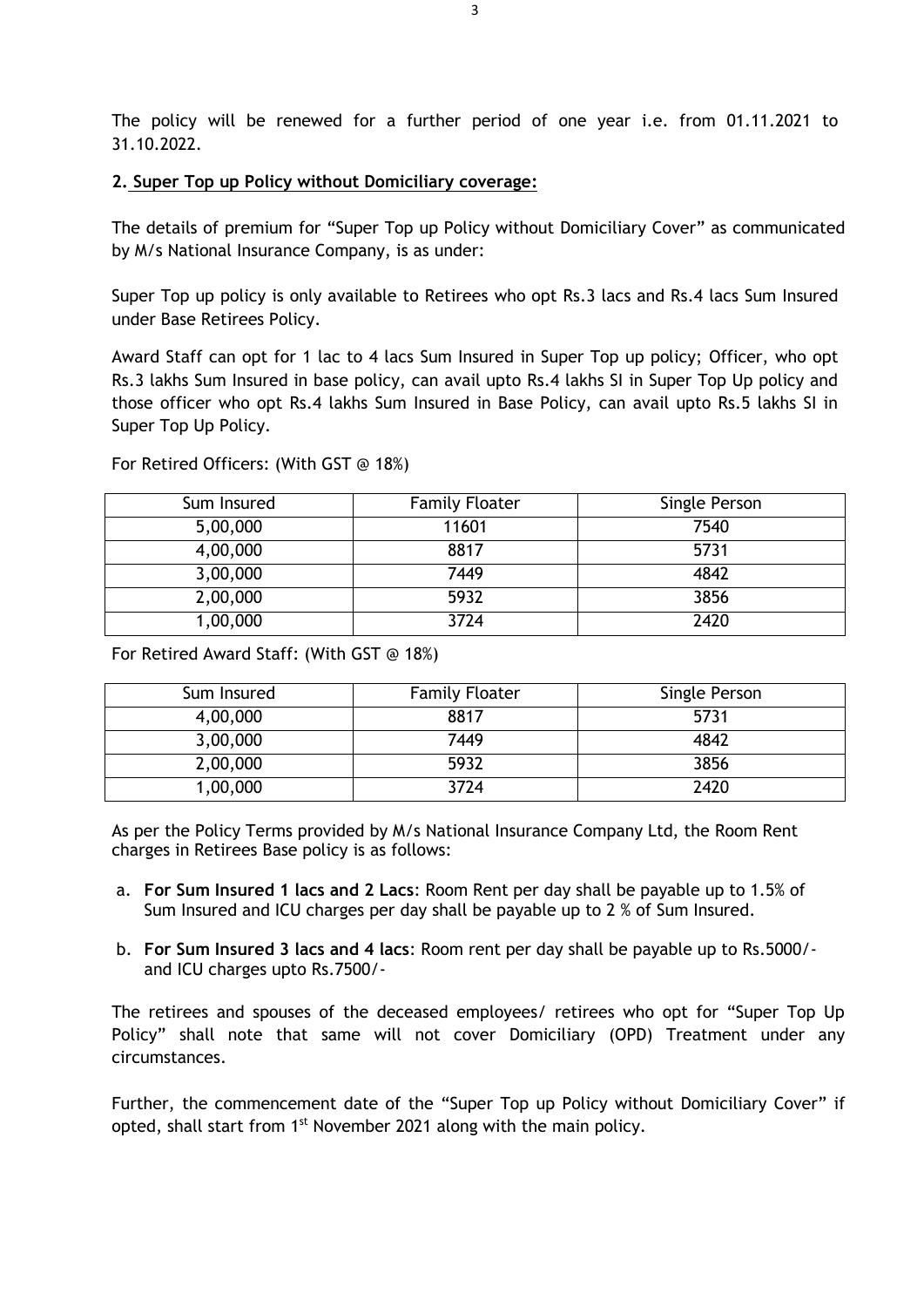The policy will be renewed for a further period of one year i.e. from 01.11.2021 to 31.10.2022.

**2. Super Top up Policy without Domiciliary coverage:**

The details of premium for "Super Top up Policy without Domiciliary Cover" as communicated by M/s National Insurance Company, is as under:

Super Top up policy is only available to Retirees who opt Rs.3 lacs and Rs.4 lacs Sum Insured under Base Retirees Policy.

Award Staff can opt for 1 lac to 4 lacs Sum Insured in Super Top up policy; Officer, who opt Rs.3 lakhs Sum Insured in base policy, can avail upto Rs.4 lakhs SI in Super Top Up policy and those officer who opt Rs.4 lakhs Sum Insured in Base Policy, can avail upto Rs.5 lakhs SI in Super Top Up Policy.

For Retired Officers: (With GST @ 18%)

| Sum Insured | Family Floater | Single Person |
|---|---|---|
| 5,00,000 | 11601 | 7540 |
| 4,00,000 | 8817 | 5731 |
| 3,00,000 | 7449 | 4842 |
| 2,00,000 | 5932 | 3856 |
| 1,00,000 | 3724 | 2420 |

For Retired Award Staff: (With GST @ 18%)

| Sum Insured | Family Floater | Single Person |
|---|---|---|
| 4,00,000 | 8817 | 5731 |
| 3,00,000 | 7449 | 4842 |
| 2,00,000 | 5932 | 3856 |
| 1,00,000 | 3724 | 2420 |

As per the Policy Terms provided by M/s National Insurance Company Ltd, the Room Rent charges in Retirees Base policy is as follows:

a. **For Sum Insured 1 lacs and 2 Lacs**: Room Rent per day shall be payable up to 1.5% of Sum Insured and ICU charges per day shall be payable up to 2 % of Sum Insured.

b. **For Sum Insured 3 lacs and 4 lacs**: Room rent per day shall be payable up to Rs.5000/- and ICU charges upto Rs.7500/-

The retirees and spouses of the deceased employees/ retirees who opt for "Super Top Up Policy" shall note that same will not cover Domiciliary (OPD) Treatment under any circumstances.

Further, the commencement date of the "Super Top up Policy without Domiciliary Cover" if opted, shall start from 1st November 2021 along with the main policy.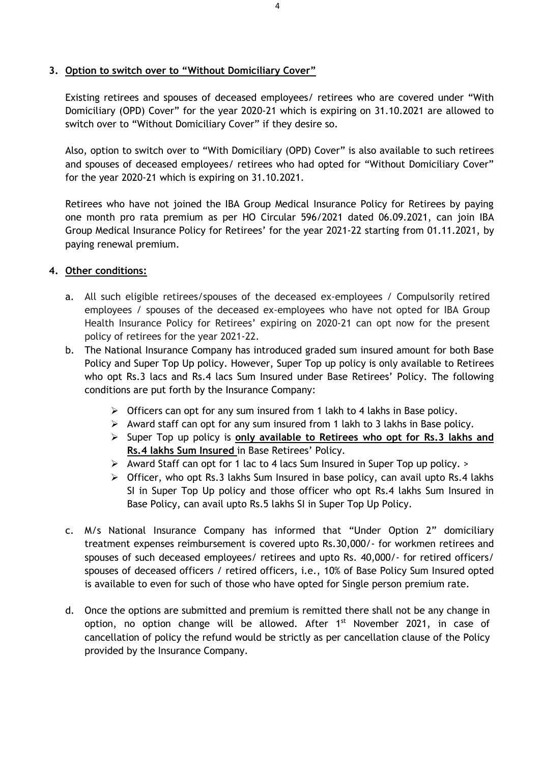### 3. Option to switch over to "Without Domiciliary Cover"

Existing retirees and spouses of deceased employees/ retirees who are covered under "With Domiciliary (OPD) Cover" for the year 2020-21 which is expiring on 31.10.2021 are allowed to switch over to "Without Domiciliary Cover" if they desire so.

Also, option to switch over to "With Domiciliary (OPD) Cover" is also available to such retirees and spouses of deceased employees/ retirees who had opted for "Without Domiciliary Cover" for the year 2020-21 which is expiring on 31.10.2021.

Retirees who have not joined the IBA Group Medical Insurance Policy for Retirees by paying one month pro rata premium as per HO Circular 596/2021 dated 06.09.2021, can join IBA Group Medical Insurance Policy for Retirees' for the year 2021-22 starting from 01.11.2021, by paying renewal premium.

### 4. Other conditions:

a. All such eligible retirees/spouses of the deceased ex-employees / Compulsorily retired employees / spouses of the deceased ex-employees who have not opted for IBA Group Health Insurance Policy for Retirees' expiring on 2020-21 can opt now for the present policy of retirees for the year 2021-22.

b. The National Insurance Company has introduced graded sum insured amount for both Base Policy and Super Top Up policy. However, Super Top up policy is only available to Retirees who opt Rs.3 lacs and Rs.4 lacs Sum Insured under Base Retirees' Policy. The following conditions are put forth by the Insurance Company:

   - Officers can opt for any sum insured from 1 lakh to 4 lakhs in Base policy.
   - Award staff can opt for any sum insured from 1 lakh to 3 lakhs in Base policy.
   - Super Top up policy is **only available to Retirees who opt for Rs.3 lakhs and Rs.4 lakhs Sum Insured** in Base Retirees' Policy.
   - Award Staff can opt for 1 lac to 4 lacs Sum Insured in Super Top up policy. >
   - Officer, who opt Rs.3 lakhs Sum Insured in base policy, can avail upto Rs.4 lakhs SI in Super Top Up policy and those officer who opt Rs.4 lakhs Sum Insured in Base Policy, can avail upto Rs.5 lakhs SI in Super Top Up Policy.

c. M/s National Insurance Company has informed that "Under Option 2" domiciliary treatment expenses reimbursement is covered upto Rs.30,000/- for workmen retirees and spouses of such deceased employees/ retirees and upto Rs. 40,000/- for retired officers/ spouses of deceased officers / retired officers, i.e., 10% of Base Policy Sum Insured opted is available to even for such of those who have opted for Single person premium rate.

d. Once the options are submitted and premium is remitted there shall not be any change in option, no option change will be allowed. After 1st November 2021, in case of cancellation of policy the refund would be strictly as per cancellation clause of the Policy provided by the Insurance Company.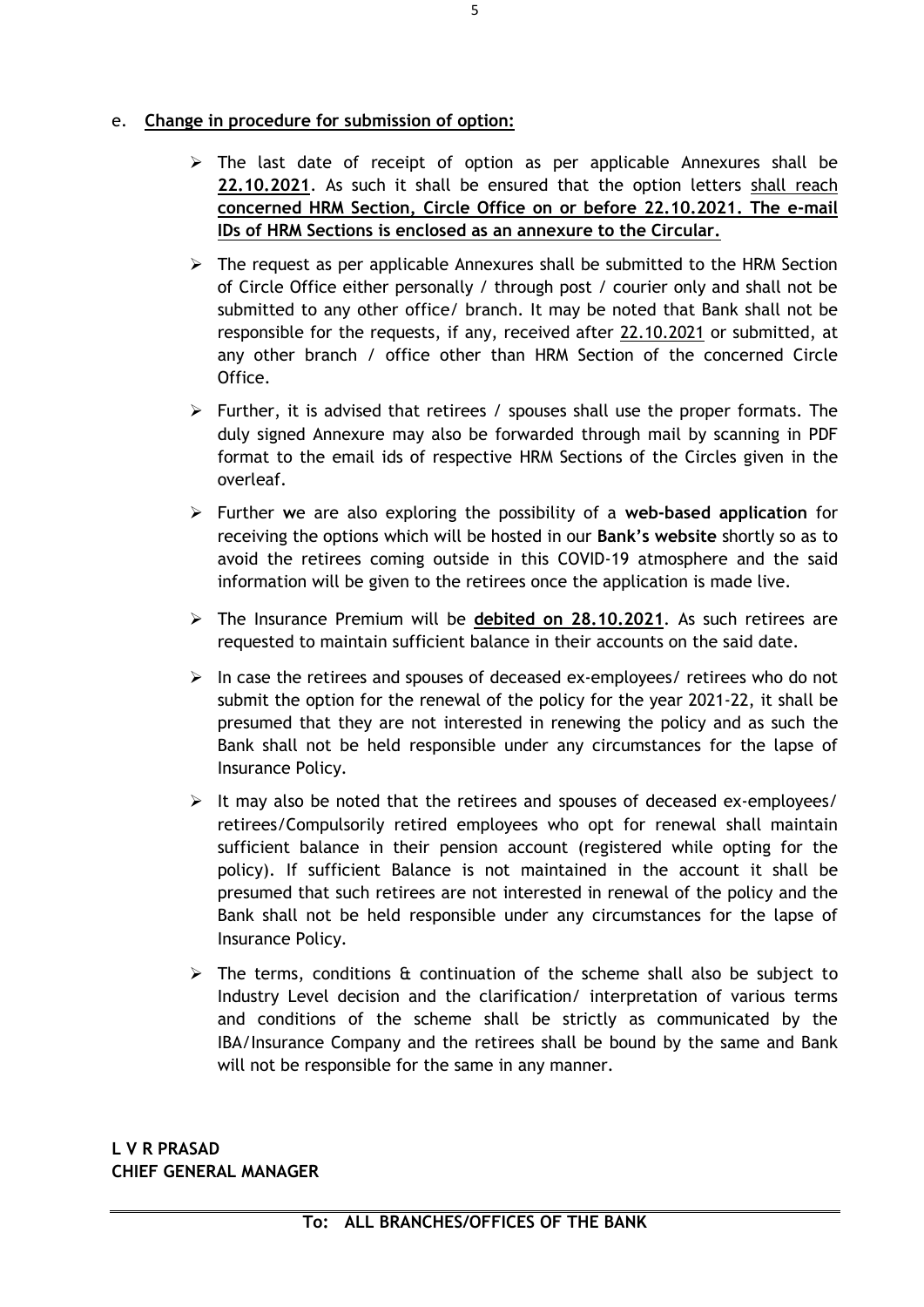e. **Change in procedure for submission of option:**

- The last date of receipt of option as per applicable Annexures shall be **22.10.2021**. As such it shall be ensured that the option letters shall reach **concerned HRM Section, Circle Office on or before 22.10.2021. The e-mail IDs of HRM Sections is enclosed as an annexure to the Circular.**
- The request as per applicable Annexures shall be submitted to the HRM Section of Circle Office either personally / through post / courier only and shall not be submitted to any other office/ branch. It may be noted that Bank shall not be responsible for the requests, if any, received after 22.10.2021 or submitted, at any other branch / office other than HRM Section of the concerned Circle Office.
- Further, it is advised that retirees / spouses shall use the proper formats. The duly signed Annexure may also be forwarded through mail by scanning in PDF format to the email ids of respective HRM Sections of the Circles given in the overleaf.
- Further **w**e are also exploring the possibility of a **web-based application** for receiving the options which will be hosted in our **Bank's website** shortly so as to avoid the retirees coming outside in this COVID-19 atmosphere and the said information will be given to the retirees once the application is made live.
- The Insurance Premium will be **debited on 28.10.2021**. As such retirees are requested to maintain sufficient balance in their accounts on the said date.
- In case the retirees and spouses of deceased ex-employees/ retirees who do not submit the option for the renewal of the policy for the year 2021-22, it shall be presumed that they are not interested in renewing the policy and as such the Bank shall not be held responsible under any circumstances for the lapse of Insurance Policy.
- It may also be noted that the retirees and spouses of deceased ex-employees/ retirees/Compulsorily retired employees who opt for renewal shall maintain sufficient balance in their pension account (registered while opting for the policy). If sufficient Balance is not maintained in the account it shall be presumed that such retirees are not interested in renewal of the policy and the Bank shall not be held responsible under any circumstances for the lapse of Insurance Policy.
- The terms, conditions & continuation of the scheme shall also be subject to Industry Level decision and the clarification/ interpretation of various terms and conditions of the scheme shall be strictly as communicated by the IBA/Insurance Company and the retirees shall be bound by the same and Bank will not be responsible for the same in any manner.

**L V R PRASAD**
**CHIEF GENERAL MANAGER**

---

**To: ALL BRANCHES/OFFICES OF THE BANK**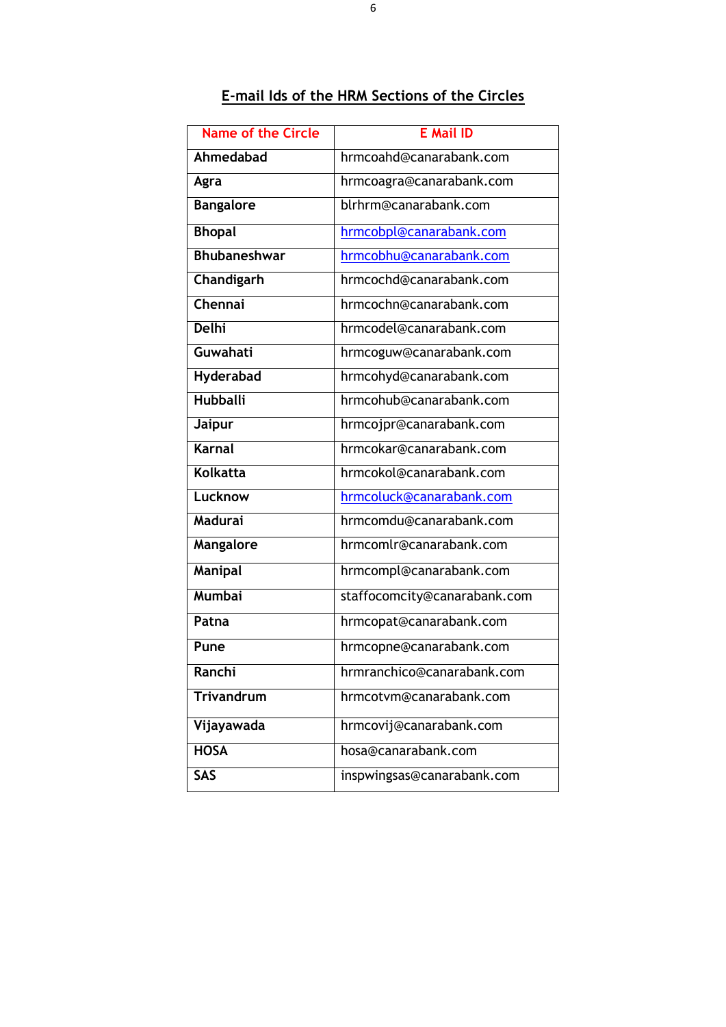## E-mail Ids of the HRM Sections of the Circles

| Name of the Circle | E Mail ID |
|---|---|
| **Ahmedabad** | hrmcoahd@canarabank.com |
| **Agra** | hrmcoagra@canarabank.com |
| **Bangalore** | blrhrm@canarabank.com |
| **Bhopal** | hrmcobpl@canarabank.com |
| **Bhubaneshwar** | hrmcobhu@canarabank.com |
| **Chandigarh** | hrmcochd@canarabank.com |
| **Chennai** | hrmcochn@canarabank.com |
| **Delhi** | hrmcodel@canarabank.com |
| **Guwahati** | hrmcoguw@canarabank.com |
| **Hyderabad** | hrmcohyd@canarabank.com |
| **Hubballi** | hrmcohub@canarabank.com |
| **Jaipur** | hrmcojpr@canarabank.com |
| **Karnal** | hrmcokar@canarabank.com |
| **Kolkatta** | hrmcokol@canarabank.com |
| **Lucknow** | hrmcoluck@canarabank.com |
| **Madurai** | hrmcomdu@canarabank.com |
| **Mangalore** | hrmcomlr@canarabank.com |
| **Manipal** | hrmcompl@canarabank.com |
| **Mumbai** | staffocomcity@canarabank.com |
| **Patna** | hrmcopat@canarabank.com |
| **Pune** | hrmcopne@canarabank.com |
| **Ranchi** | hrmranchico@canarabank.com |
| **Trivandrum** | hrmcotvm@canarabank.com |
| **Vijayawada** | hrmcovij@canarabank.com |
| **HOSA** | hosa@canarabank.com |
| **SAS** | inspwingsas@canarabank.com |